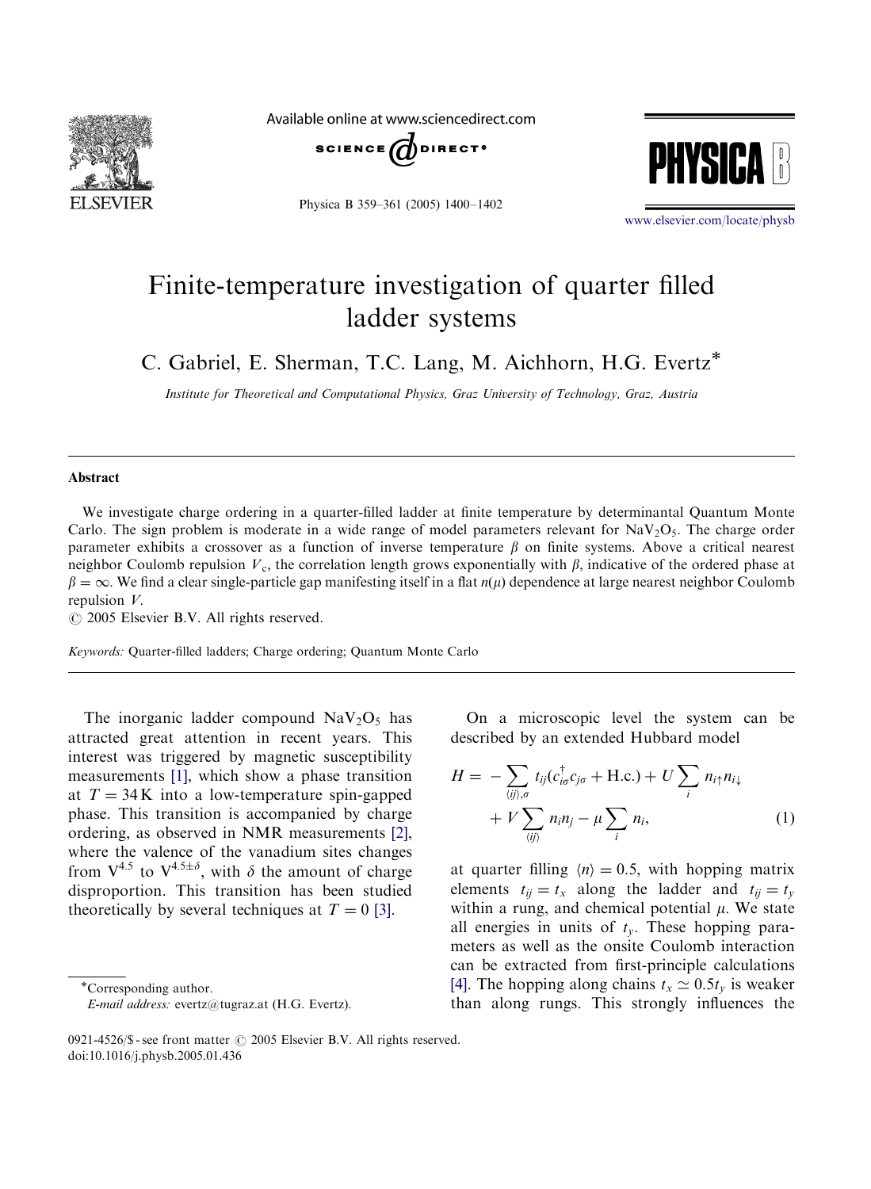# Finite-temperature investigation of quarter filled ladder systems

C. Gabriel, E. Sherman, T.C. Lang, M. Aichhorn, H.G. Evertz*

*Institute for Theoretical and Computational Physics, Graz University of Technology, Graz, Austria*

## Abstract

We investigate charge ordering in a quarter-filled ladder at finite temperature by determinantal Quantum Monte Carlo. The sign problem is moderate in a wide range of model parameters relevant for $NaV_2O_5$. The charge order parameter exhibits a crossover as a function of inverse temperature $\beta$ on finite systems. Above a critical nearest neighbor Coulomb repulsion $V_c$, the correlation length grows exponentially with $\beta$, indicative of the ordered phase at $\beta = \infty$. We find a clear single-particle gap manifesting itself in a flat $n(\mu)$ dependence at large nearest neighbor Coulomb repulsion $V$.

© 2005 Elsevier B.V. All rights reserved.

*Keywords:* Quarter-filled ladders; Charge ordering; Quantum Monte Carlo

The inorganic ladder compound $NaV_2O_5$ has attracted great attention in recent years. This interest was triggered by magnetic susceptibility measurements [1], which show a phase transition at $T = 34\,\mathrm{K}$ into a low-temperature spin-gapped phase. This transition is accompanied by charge ordering, as observed in NMR measurements [2], where the valence of the vanadium sites changes from $V^{4.5}$ to $V^{4.5\pm\delta}$, with $\delta$ the amount of charge disproportion. This transition has been studied theoretically by several techniques at $T = 0$ [3].

On a microscopic level the system can be described by an extended Hubbard model

$$H = -\sum_{\langle ij \rangle, \sigma} t_{ij}(c_{i\sigma}^{\dagger} c_{j\sigma} + \mathrm{H.c.}) + U \sum_i n_{i\uparrow} n_{i\downarrow} + V \sum_{\langle ij \rangle} n_i n_j - \mu \sum_i n_i, \tag{1}$$

at quarter filling $\langle n \rangle = 0.5$, with hopping matrix elements $t_{ij} = t_x$ along the ladder and $t_{ij} = t_y$ within a rung, and chemical potential $\mu$. We state all energies in units of $t_y$. These hopping parameters as well as the onsite Coulomb interaction can be extracted from first-principle calculations [4]. The hopping along chains $t_x \simeq 0.5 t_y$ is weaker than along rungs. This strongly influences the

*Corresponding author.
*E-mail address:* evertz@tugraz.at (H.G. Evertz).

0921-4526/$ - see front matter © 2005 Elsevier B.V. All rights reserved.
doi:10.1016/j.physb.2005.01.436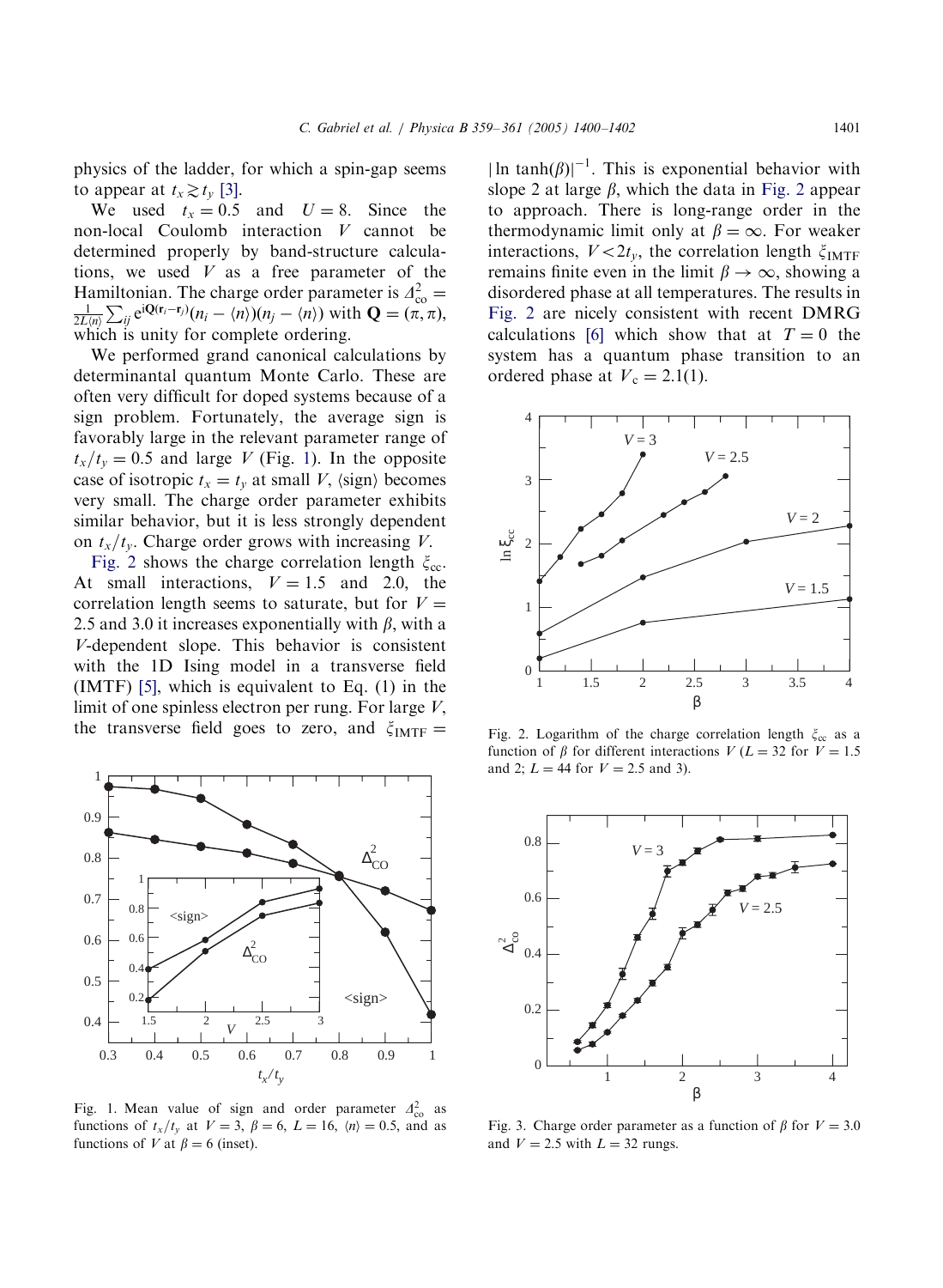physics of the ladder, for which a spin-gap seems to appear at $t_x \gtrsim t_y$ [3].

We used $t_x = 0.5$ and $U = 8$. Since the non-local Coulomb interaction $V$ cannot be determined properly by band-structure calculations, we used $V$ as a free parameter of the Hamiltonian. The charge order parameter is $\Delta_{\rm co}^2 = \frac{1}{2L\langle n\rangle}\sum_{ij} e^{i\mathbf{Q}(\mathbf{r}_i-\mathbf{r}_j)}(n_i - \langle n\rangle)(n_j - \langle n\rangle)$ with $\mathbf{Q} = (\pi, \pi)$, which is unity for complete ordering.

We performed grand canonical calculations by determinantal quantum Monte Carlo. These are often very difficult for doped systems because of a sign problem. Fortunately, the average sign is favorably large in the relevant parameter range of $t_x/t_y = 0.5$ and large $V$ (Fig. 1). In the opposite case of isotropic $t_x = t_y$ at small $V$, $\langle\text{sign}\rangle$ becomes very small. The charge order parameter exhibits similar behavior, but it is less strongly dependent on $t_x/t_y$. Charge order grows with increasing $V$.

Fig. 2 shows the charge correlation length $\xi_{\rm cc}$. At small interactions, $V = 1.5$ and 2.0, the correlation length seems to saturate, but for $V = 2.5$ and 3.0 it increases exponentially with $\beta$, with a $V$-dependent slope. This behavior is consistent with the 1D Ising model in a transverse field (IMTF) [5], which is equivalent to Eq. (1) in the limit of one spinless electron per rung. For large $V$, the transverse field goes to zero, and $\xi_{\rm IMTF} = |\ln \tanh(\beta)|^{-1}$. This is exponential behavior with slope 2 at large $\beta$, which the data in Fig. 2 appear to approach. There is long-range order in the thermodynamic limit only at $\beta = \infty$. For weaker interactions, $V < 2t_y$, the correlation length $\xi_{\rm IMTF}$ remains finite even in the limit $\beta \to \infty$, showing a disordered phase at all temperatures. The results in Fig. 2 are nicely consistent with recent DMRG calculations [6] which show that at $T = 0$ the system has a quantum phase transition to an ordered phase at $V_c = 2.1(1)$.

Fig. 1. Mean value of sign and order parameter $\Delta_{\rm co}^2$ as functions of $t_x/t_y$ at $V = 3$, $\beta = 6$, $L = 16$, $\langle n\rangle = 0.5$, and as functions of $V$ at $\beta = 6$ (inset).

Fig. 2. Logarithm of the charge correlation length $\xi_{\rm cc}$ as a function of $\beta$ for different interactions $V$ ($L = 32$ for $V = 1.5$ and 2; $L = 44$ for $V = 2.5$ and 3).

Fig. 3. Charge order parameter as a function of $\beta$ for $V = 3.0$ and $V = 2.5$ with $L = 32$ rungs.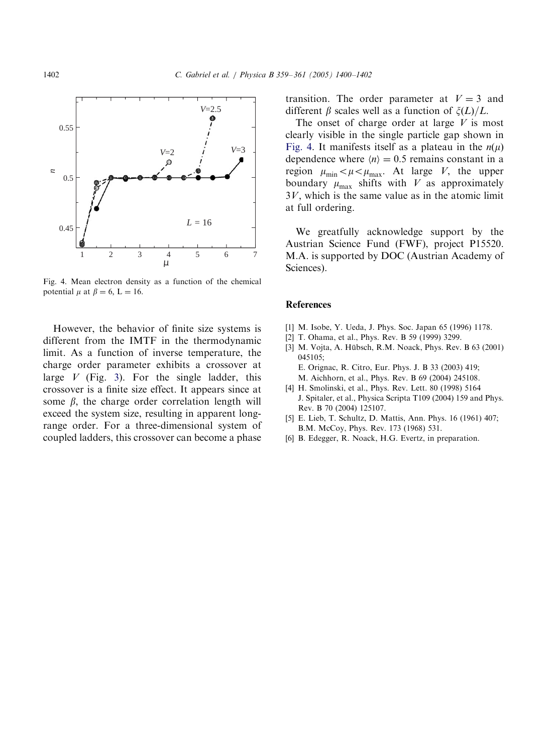V=2.5

V=2

V=3

L = 16

0.55

0.5

0.45

n

1 2 3 4 5 6 7

μ

Fig. 4. Mean electron density as a function of the chemical potential $\mu$ at $\beta = 6$, L = 16.

However, the behavior of finite size systems is different from the IMTF in the thermodynamic limit. As a function of inverse temperature, the charge order parameter exhibits a crossover at large $V$ (Fig. 3). For the single ladder, this crossover is a finite size effect. It appears since at some $\beta$, the charge order correlation length will exceed the system size, resulting in apparent long-range order. For a three-dimensional system of coupled ladders, this crossover can become a phase transition. The order parameter at $V = 3$ and different $\beta$ scales well as a function of $\xi(L)/L$.

The onset of charge order at large $V$ is most clearly visible in the single particle gap shown in Fig. 4. It manifests itself as a plateau in the $n(\mu)$ dependence where $\langle n \rangle = 0.5$ remains constant in a region $\mu_{\min} < \mu < \mu_{\max}$. At large $V$, the upper boundary $\mu_{\max}$ shifts with $V$ as approximately $3V$, which is the same value as in the atomic limit at full ordering.

We greatfully acknowledge support by the Austrian Science Fund (FWF), project P15520. M.A. is supported by DOC (Austrian Academy of Sciences).

## References

[1] M. Isobe, Y. Ueda, J. Phys. Soc. Japan 65 (1996) 1178.

[2] T. Ohama, et al., Phys. Rev. B 59 (1999) 3299.

[3] M. Vojta, A. Hübsch, R.M. Noack, Phys. Rev. B 63 (2001) 045105;
E. Orignac, R. Citro, Eur. Phys. J. B 33 (2003) 419;
M. Aichhorn, et al., Phys. Rev. B 69 (2004) 245108.

[4] H. Smolinski, et al., Phys. Rev. Lett. 80 (1998) 5164
J. Spitaler, et al., Physica Scripta T109 (2004) 159 and Phys. Rev. B 70 (2004) 125107.

[5] E. Lieb, T. Schultz, D. Mattis, Ann. Phys. 16 (1961) 407;
B.M. McCoy, Phys. Rev. 173 (1968) 531.

[6] B. Edegger, R. Noack, H.G. Evertz, in preparation.